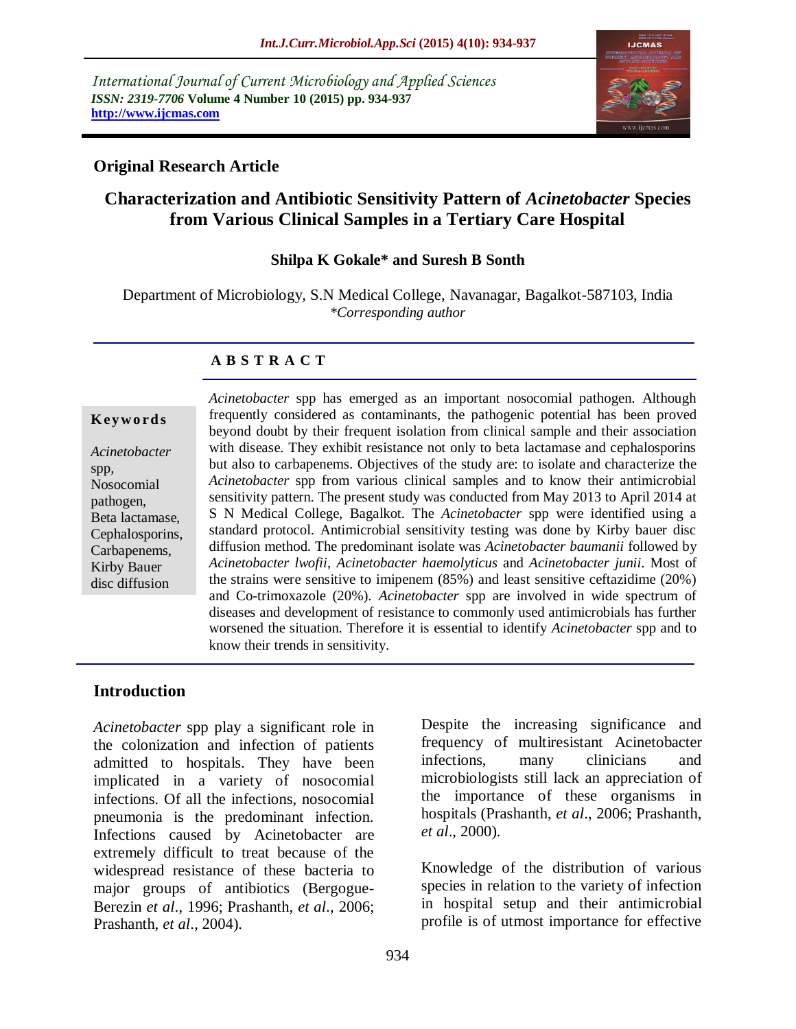International Journal of Current Microbiology and Applied Sciences
*ISSN: 2319-7706* **Volume 4 Number 10 (2015) pp. 934-937**
**http://www.ijcmas.com**

**Original Research Article**

# Characterization and Antibiotic Sensitivity Pattern of *Acinetobacter* Species from Various Clinical Samples in a Tertiary Care Hospital

**Shilpa K Gokale\* and Suresh B Sonth**

Department of Microbiology, S.N Medical College, Navanagar, Bagalkot-587103, India
*\*Corresponding author*

## A B S T R A C T

**Keywords**

*Acinetobacter* spp, Nosocomial pathogen, Beta lactamase, Cephalosporins, Carbapenems, Kirby Bauer disc diffusion

*Acinetobacter* spp has emerged as an important nosocomial pathogen. Although frequently considered as contaminants, the pathogenic potential has been proved beyond doubt by their frequent isolation from clinical sample and their association with disease. They exhibit resistance not only to beta lactamase and cephalosporins but also to carbapenems. Objectives of the study are: to isolate and characterize the *Acinetobacter* spp from various clinical samples and to know their antimicrobial sensitivity pattern. The present study was conducted from May 2013 to April 2014 at S N Medical College, Bagalkot. The *Acinetobacter* spp were identified using a standard protocol. Antimicrobial sensitivity testing was done by Kirby bauer disc diffusion method. The predominant isolate was *Acinetobacter baumanii* followed by *Acinetobacter lwofii*, *Acinetobacter haemolyticus* and *Acinetobacter junii*. Most of the strains were sensitive to imipenem (85%) and least sensitive ceftazidime (20%) and Co-trimoxazole (20%). *Acinetobacter* spp are involved in wide spectrum of diseases and development of resistance to commonly used antimicrobials has further worsened the situation. Therefore it is essential to identify *Acinetobacter* spp and to know their trends in sensitivity.

## Introduction

*Acinetobacter* spp play a significant role in the colonization and infection of patients admitted to hospitals. They have been implicated in a variety of nosocomial infections. Of all the infections, nosocomial pneumonia is the predominant infection. Infections caused by Acinetobacter are extremely difficult to treat because of the widespread resistance of these bacteria to major groups of antibiotics (Bergogue-Berezin *et al.*, 1996; Prashanth, *et al*., 2006; Prashanth, *et al*., 2004).

Despite the increasing significance and frequency of multiresistant Acinetobacter infections, many clinicians and microbiologists still lack an appreciation of the importance of these organisms in hospitals (Prashanth, *et al*., 2006; Prashanth, *et al*., 2000).

Knowledge of the distribution of various species in relation to the variety of infection in hospital setup and their antimicrobial profile is of utmost importance for effective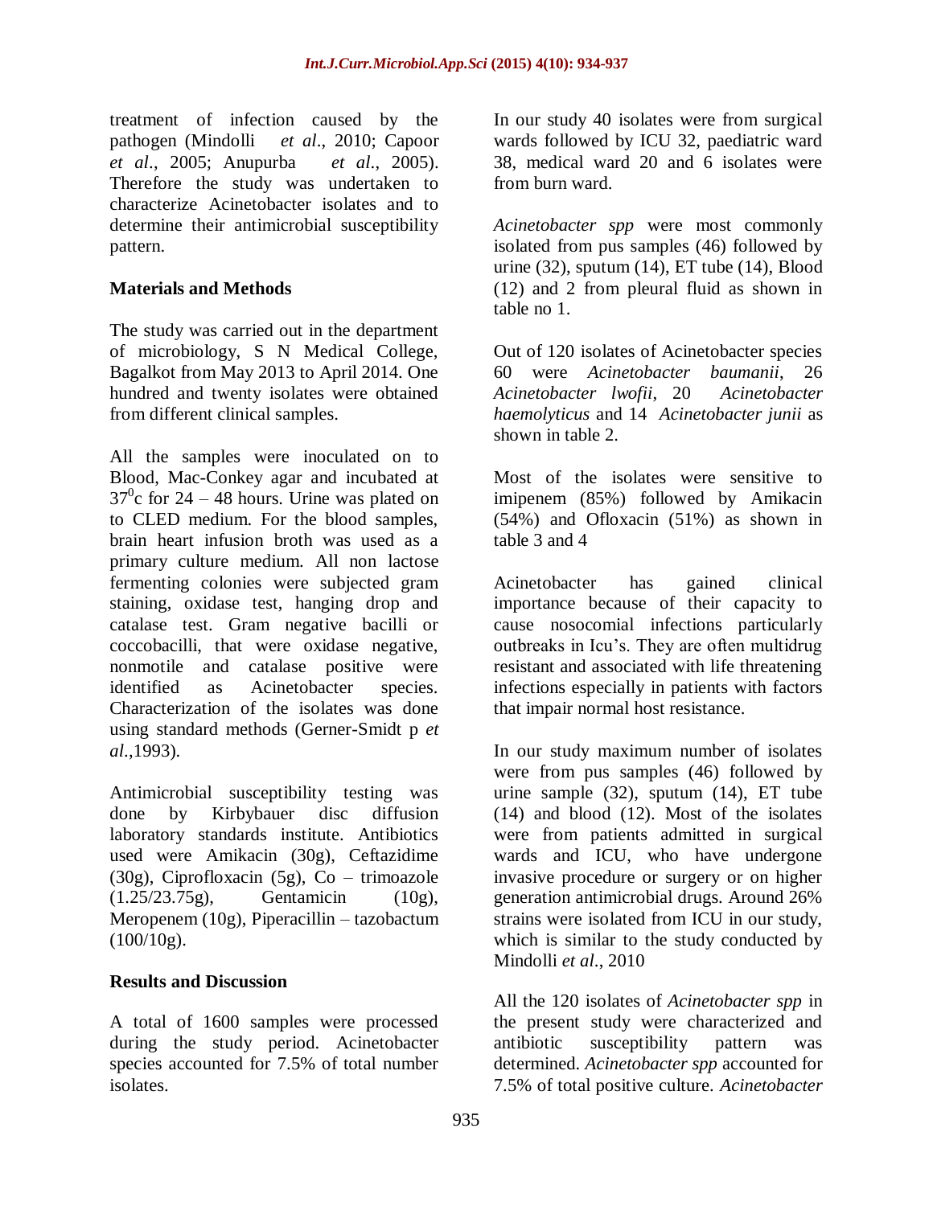treatment of infection caused by the pathogen (Mindolli *et al*., 2010; Capoor *et al*., 2005; Anupurba *et al*., 2005). Therefore the study was undertaken to characterize Acinetobacter isolates and to determine their antimicrobial susceptibility pattern.

## Materials and Methods

The study was carried out in the department of microbiology, S N Medical College, Bagalkot from May 2013 to April 2014. One hundred and twenty isolates were obtained from different clinical samples.

All the samples were inoculated on to Blood, Mac-Conkey agar and incubated at $37^0$c for 24 – 48 hours. Urine was plated on to CLED medium. For the blood samples, brain heart infusion broth was used as a primary culture medium. All non lactose fermenting colonies were subjected gram staining, oxidase test, hanging drop and catalase test. Gram negative bacilli or coccobacilli, that were oxidase negative, nonmotile and catalase positive were identified as Acinetobacter species. Characterization of the isolates was done using standard methods (Gerner-Smidt p *et al*.,1993).

Antimicrobial susceptibility testing was done by Kirbybauer disc diffusion laboratory standards institute. Antibiotics used were Amikacin (30g), Ceftazidime (30g), Ciprofloxacin (5g), Co – trimoazole (1.25/23.75g), Gentamicin (10g), Meropenem (10g), Piperacillin – tazobactum (100/10g).

## Results and Discussion

A total of 1600 samples were processed during the study period. Acinetobacter species accounted for 7.5% of total number isolates.

In our study 40 isolates were from surgical wards followed by ICU 32, paediatric ward 38, medical ward 20 and 6 isolates were from burn ward.

*Acinetobacter spp* were most commonly isolated from pus samples (46) followed by urine (32), sputum (14), ET tube (14), Blood (12) and 2 from pleural fluid as shown in table no 1.

Out of 120 isolates of Acinetobacter species 60 were *Acinetobacter baumanii*, 26 *Acinetobacter lwofii*, 20 *Acinetobacter haemolyticus* and 14 *Acinetobacter junii* as shown in table 2.

Most of the isolates were sensitive to imipenem (85%) followed by Amikacin (54%) and Ofloxacin (51%) as shown in table 3 and 4

Acinetobacter has gained clinical importance because of their capacity to cause nosocomial infections particularly outbreaks in Icu's. They are often multidrug resistant and associated with life threatening infections especially in patients with factors that impair normal host resistance.

In our study maximum number of isolates were from pus samples (46) followed by urine sample (32), sputum (14), ET tube (14) and blood (12). Most of the isolates were from patients admitted in surgical wards and ICU, who have undergone invasive procedure or surgery or on higher generation antimicrobial drugs. Around 26% strains were isolated from ICU in our study, which is similar to the study conducted by Mindolli *et al*., 2010

All the 120 isolates of *Acinetobacter spp* in the present study were characterized and antibiotic susceptibility pattern was determined. *Acinetobacter spp* accounted for 7.5% of total positive culture. *Acinetobacter*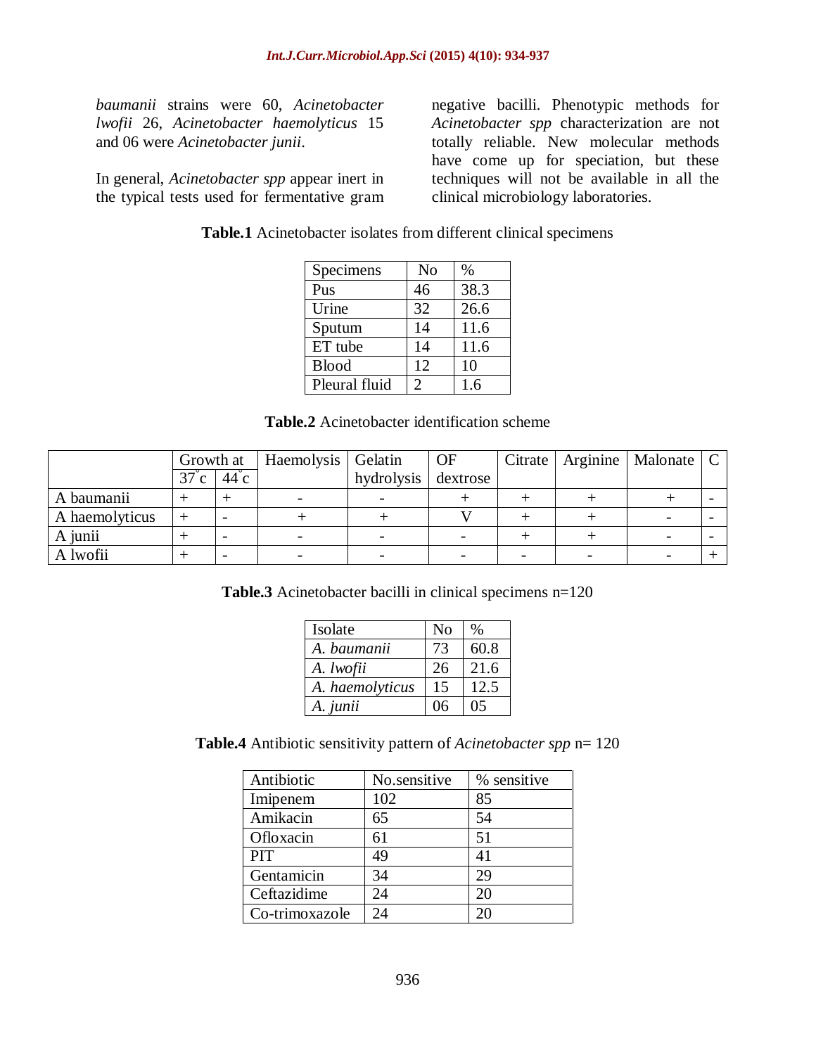*baumanii* strains were 60, *Acinetobacter lwofii* 26, *Acinetobacter haemolyticus* 15 and 06 were *Acinetobacter junii*.

In general, *Acinetobacter spp* appear inert in the typical tests used for fermentative gram negative bacilli. Phenotypic methods for *Acinetobacter spp* characterization are not totally reliable. New molecular methods have come up for speciation, but these techniques will not be available in all the clinical microbiology laboratories.

**Table.1** Acinetobacter isolates from different clinical specimens

| Specimens | No | % |
|---|---|---|
| Pus | 46 | 38.3 |
| Urine | 32 | 26.6 |
| Sputum | 14 | 11.6 |
| ET tube | 14 | 11.6 |
| Blood | 12 | 10 |
| Pleural fluid | 2 | 1.6 |

**Table.2** Acinetobacter identification scheme

| | Growth at | | Haemolysis | Gelatin hydrolysis | OF dextrose | Citrate | Arginine | Malonate | C |
|---|---|---|---|---|---|---|---|---|---|
| | 37°c | 44°c | | | | | | | |
| A baumanii | + | + | - | - | + | + | + | + | - |
| A haemolyticus | + | - | + | + | V | + | + | - | - |
| A junii | + | - | - | - | - | + | + | - | - |
| A lwofii | + | - | - | - | - | - | - | - | + |

**Table.3** Acinetobacter bacilli in clinical specimens n=120

| Isolate | No | % |
|---|---|---|
| *A. baumanii* | 73 | 60.8 |
| *A. lwofii* | 26 | 21.6 |
| *A. haemolyticus* | 15 | 12.5 |
| *A. junii* | 06 | 05 |

**Table.4** Antibiotic sensitivity pattern of *Acinetobacter spp* n= 120

| Antibiotic | No.sensitive | % sensitive |
|---|---|---|
| Imipenem | 102 | 85 |
| Amikacin | 65 | 54 |
| Ofloxacin | 61 | 51 |
| PIT | 49 | 41 |
| Gentamicin | 34 | 29 |
| Ceftazidime | 24 | 20 |
| Co-trimoxazole | 24 | 20 |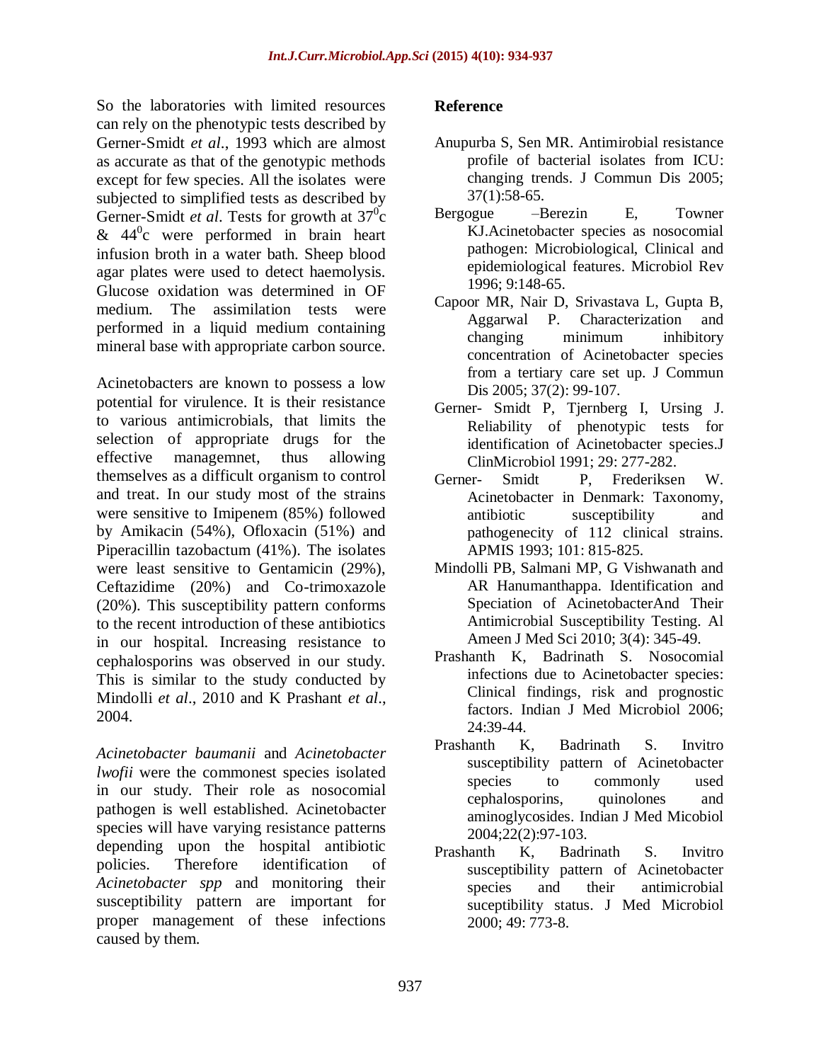So the laboratories with limited resources can rely on the phenotypic tests described by Gerner-Smidt *et al*., 1993 which are almost as accurate as that of the genotypic methods except for few species. All the isolates were subjected to simplified tests as described by Gerner-Smidt *et al*. Tests for growth at $37^0$c & $44^0$c were performed in brain heart infusion broth in a water bath. Sheep blood agar plates were used to detect haemolysis. Glucose oxidation was determined in OF medium. The assimilation tests were performed in a liquid medium containing mineral base with appropriate carbon source.

Acinetobacters are known to possess a low potential for virulence. It is their resistance to various antimicrobials, that limits the selection of appropriate drugs for the effective managemnet, thus allowing themselves as a difficult organism to control and treat. In our study most of the strains were sensitive to Imipenem (85%) followed by Amikacin (54%), Ofloxacin (51%) and Piperacillin tazobactum (41%). The isolates were least sensitive to Gentamicin (29%), Ceftazidime (20%) and Co-trimoxazole (20%). This susceptibility pattern conforms to the recent introduction of these antibiotics in our hospital. Increasing resistance to cephalosporins was observed in our study. This is similar to the study conducted by Mindolli *et al*., 2010 and K Prashant *et al*., 2004.

*Acinetobacter baumanii* and *Acinetobacter lwofii* were the commonest species isolated in our study. Their role as nosocomial pathogen is well established. Acinetobacter species will have varying resistance patterns depending upon the hospital antibiotic policies. Therefore identification of *Acinetobacter spp* and monitoring their susceptibility pattern are important for proper management of these infections caused by them.

## Reference

Anupurba S, Sen MR. Antimirobial resistance profile of bacterial isolates from ICU: changing trends. J Commun Dis 2005; 37(1):58-65.

Bergogue –Berezin E, Towner KJ.Acinetobacter species as nosocomial pathogen: Microbiological, Clinical and epidemiological features. Microbiol Rev 1996; 9:148-65.

Capoor MR, Nair D, Srivastava L, Gupta B, Aggarwal P. Characterization and changing minimum inhibitory concentration of Acinetobacter species from a tertiary care set up. J Commun Dis 2005; 37(2): 99-107.

Gerner- Smidt P, Tjernberg I, Ursing J. Reliability of phenotypic tests for identification of Acinetobacter species.J ClinMicrobiol 1991; 29: 277-282.

Gerner- Smidt P, Frederiksen W. Acinetobacter in Denmark: Taxonomy, antibiotic susceptibility and pathogenecity of 112 clinical strains. APMIS 1993; 101: 815-825.

Mindolli PB, Salmani MP, G Vishwanath and AR Hanumanthappa. Identification and Speciation of AcinetobacterAnd Their Antimicrobial Susceptibility Testing. Al Ameen J Med Sci 2010; 3(4): 345-49.

Prashanth K, Badrinath S. Nosocomial infections due to Acinetobacter species: Clinical findings, risk and prognostic factors. Indian J Med Microbiol 2006; 24:39-44.

Prashanth K, Badrinath S. Invitro susceptibility pattern of Acinetobacter species to commonly used cephalosporins, quinolones and aminoglycosides. Indian J Med Micobiol 2004;22(2):97-103.

Prashanth K, Badrinath S. Invitro susceptibility pattern of Acinetobacter species and their antimicrobial suceptibility status. J Med Microbiol 2000; 49: 773-8.